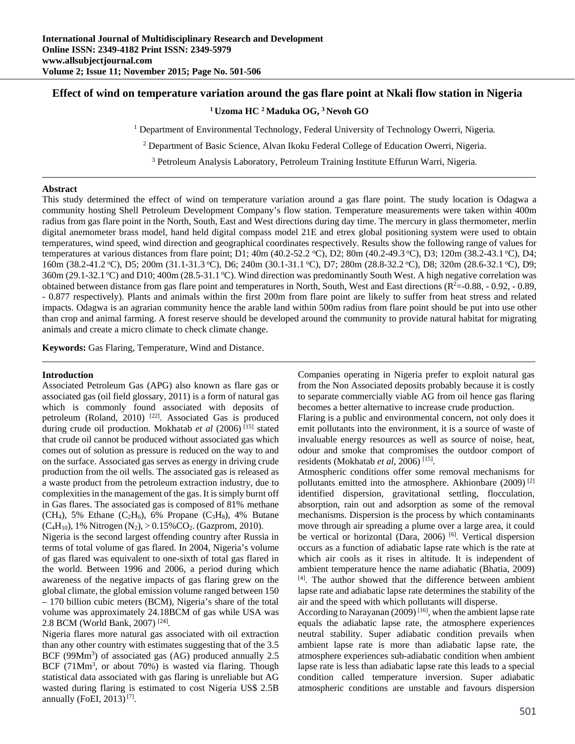# Effect of wind on temperature variation around the gas flare point at Nkali flow station in Nigeria

**[1] Uzoma HC [2] Maduka OG, [3] Nevoh GO**

[1] Department of Environmental Technology, Federal University of Technology Owerri, Nigeria.

[2] Department of Basic Science, Alvan Ikoku Federal College of Education Owerri, Nigeria.

[3] Petroleum Analysis Laboratory, Petroleum Training Institute Effurun Warri, Nigeria.

---

### Abstract

This study determined the effect of wind on temperature variation around a gas flare point. The study location is Odagwa a community hosting Shell Petroleum Development Company's flow station. Temperature measurements were taken within 400m radius from gas flare point in the North, South, East and West directions during day time. The mercury in glass thermometer, merlin digital anemometer brass model, hand held digital compass model 21E and etrex global positioning system were used to obtain temperatures, wind speed, wind direction and geographical coordinates respectively. Results show the following range of values for temperatures at various distances from flare point; D1; 40m (40.2-52.2 °C), D2; 80m (40.2-49.3 °C), D3; 120m (38.2-43.1 °C), D4; 160m (38.2-41.2 °C), D5; 200m (31.1-31.3 °C), D6; 240m (30.1-31.1 °C), D7; 280m (28.8-32.2 °C), D8; 320m (28.6-32.1 °C), D9; 360m (29.1-32.1 °C) and D10; 400m (28.5-31.1 °C). Wind direction was predominantly South West. A high negative correlation was obtained between distance from gas flare point and temperatures in North, South, West and East directions ($R^2$=-0.88, - 0.92, - 0.89, - 0.877 respectively). Plants and animals within the first 200m from flare point are likely to suffer from heat stress and related impacts. Odagwa is an agrarian community hence the arable land within 500m radius from flare point should be put into use other than crop and animal farming. A forest reserve should be developed around the community to provide natural habitat for migrating animals and create a micro climate to check climate change.

**Keywords:** Gas Flaring, Temperature, Wind and Distance.

---

### Introduction

Associated Petroleum Gas (APG) also known as flare gas or associated gas (oil field glossary, 2011) is a form of natural gas which is commonly found associated with deposits of petroleum (Roland, 2010) [22]. Associated Gas is produced during crude oil production. Mokhatab *et al* (2006) [15] stated that crude oil cannot be produced without associated gas which comes out of solution as pressure is reduced on the way to and on the surface. Associated gas serves as energy in driving crude production from the oil wells. The associated gas is released as a waste product from the petroleum extraction industry, due to complexities in the management of the gas. It is simply burnt off in Gas flares. The associated gas is composed of 81% methane ($CH_4$), 5% Ethane ($C_2H_6$), 6% Propane ($C_3H_8$), 4% Butane ($C_4H_{10}$), 1% Nitrogen ($N_2$), > 0.15%$CO_2$. (Gazprom, 2010).

Nigeria is the second largest offending country after Russia in terms of total volume of gas flared. In 2004, Nigeria's volume of gas flared was equivalent to one-sixth of total gas flared in the world. Between 1996 and 2006, a period during which awareness of the negative impacts of gas flaring grew on the global climate, the global emission volume ranged between 150 – 170 billion cubic meters (BCM), Nigeria's share of the total volume was approximately 24.18BCM of gas while USA was 2.8 BCM (World Bank, 2007) [24].

Nigeria flares more natural gas associated with oil extraction than any other country with estimates suggesting that of the 3.5 BCF (99Mm$^3$) of associated gas (AG) produced annually 2.5 BCF (71Mm$^3$, or about 70%) is wasted via flaring. Though statistical data associated with gas flaring is unreliable but AG wasted during flaring is estimated to cost Nigeria US$ 2.5B annually (FoEI, 2013) [7].

Companies operating in Nigeria prefer to exploit natural gas from the Non Associated deposits probably because it is costly to separate commercially viable AG from oil hence gas flaring becomes a better alternative to increase crude production.

Flaring is a public and environmental concern, not only does it emit pollutants into the environment, it is a source of waste of invaluable energy resources as well as source of noise, heat, odour and smoke that compromises the outdoor comport of residents (Mokhatab *et al*, 2006) [15].

Atmospheric conditions offer some removal mechanisms for pollutants emitted into the atmosphere. Akhionbare (2009) [2] identified dispersion, gravitational settling, flocculation, absorption, rain out and adsorption as some of the removal mechanisms. Dispersion is the process by which contaminants move through air spreading a plume over a large area, it could be vertical or horizontal (Dara, 2006) [6]. Vertical dispersion occurs as a function of adiabatic lapse rate which is the rate at which air cools as it rises in altitude. It is independent of ambient temperature hence the name adiabatic (Bhatia, 2009) [4]. The author showed that the difference between ambient lapse rate and adiabatic lapse rate determines the stability of the air and the speed with which pollutants will disperse.

According to Narayanan (2009) [16], when the ambient lapse rate equals the adiabatic lapse rate, the atmosphere experiences neutral stability. Super adiabatic condition prevails when ambient lapse rate is more than adiabatic lapse rate, the atmosphere experiences sub-adiabatic condition when ambient lapse rate is less than adiabatic lapse rate this leads to a special condition called temperature inversion. Super adiabatic atmospheric conditions are unstable and favours dispersion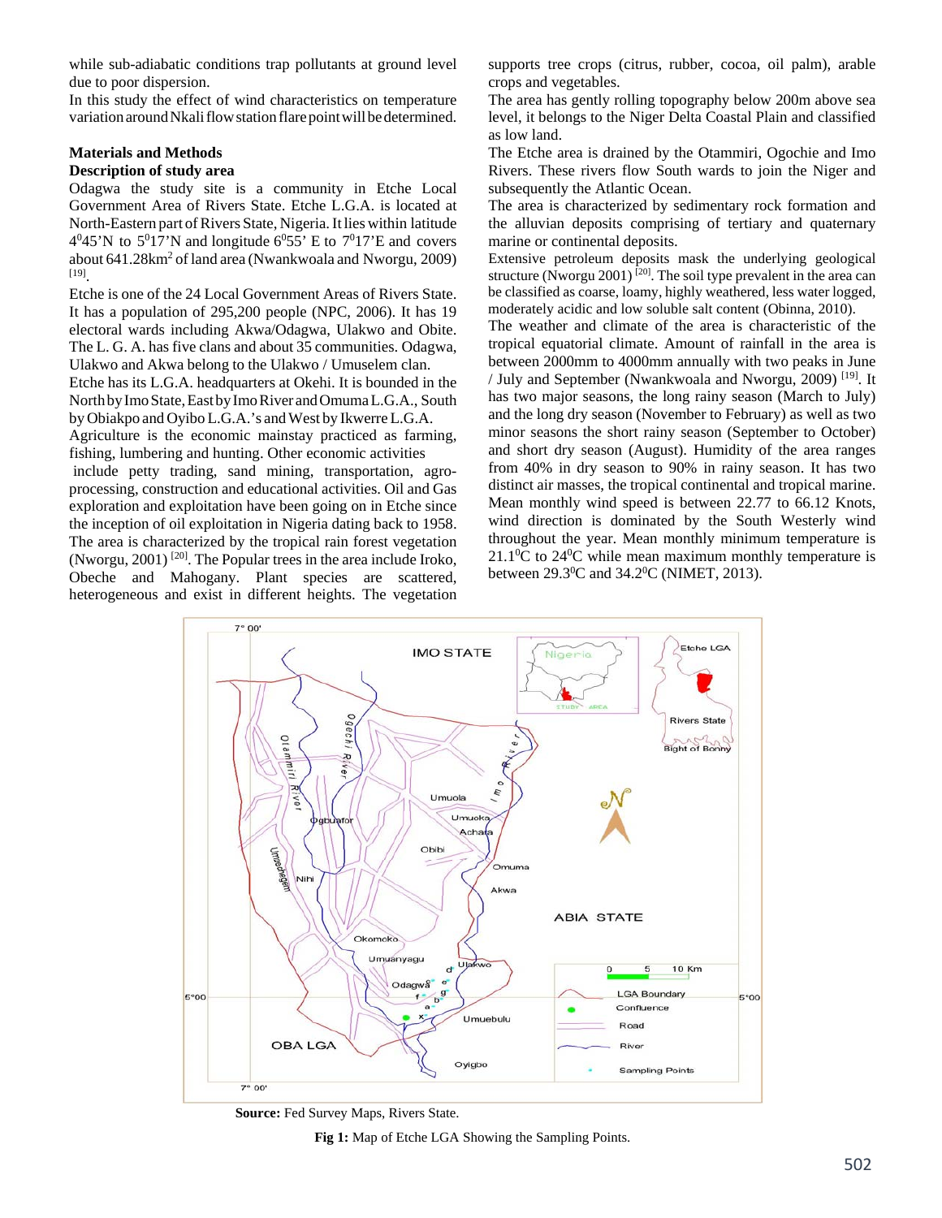while sub-adiabatic conditions trap pollutants at ground level due to poor dispersion.

In this study the effect of wind characteristics on temperature variation around Nkali flow station flare point will be determined.

## Materials and Methods

### Description of study area

Odagwa the study site is a community in Etche Local Government Area of Rivers State. Etche L.G.A. is located at North-Eastern part of Rivers State, Nigeria. It lies within latitude $4^0 45'$N to $5^0 17'$N and longitude $6^0 55'$ E to $7^0 17'$E and covers about 641.28km$^2$ of land area (Nwankwoala and Nwogu, 2009) [19].

Etche is one of the 24 Local Government Areas of Rivers State. It has a population of 295,200 people (NPC, 2006). It has 19 electoral wards including Akwa/Odagwa, Ulakwo and Obite. The L. G. A. has five clans and about 35 communities. Odagwa, Ulakwo and Akwa belong to the Ulakwo / Umuselem clan.

Etche has its L.G.A. headquarters at Okehi. It is bounded in the North by Imo State, East by Imo River and Omuma L.G.A., South by Obiakpo and Oyibo L.G.A.'s and West by Ikwerre L.G.A.

Agriculture is the economic mainstay practiced as farming, fishing, lumbering and hunting. Other economic activities include petty trading, sand mining, transportation, agro-processing, construction and educational activities. Oil and Gas exploration and exploitation have been going on in Etche since the inception of oil exploitation in Nigeria dating back to 1958. The area is characterized by the tropical rain forest vegetation (Nworgu, 2001) [20]. The Popular trees in the area include Iroko, Obeche and Mahogany. Plant species are scattered, heterogeneous and exist in different heights. The vegetation supports tree crops (citrus, rubber, cocoa, oil palm), arable crops and vegetables.

The area has gently rolling topography below 200m above sea level, it belongs to the Niger Delta Coastal Plain and classified as low land.

The Etche area is drained by the Otammiri, Ogochie and Imo Rivers. These rivers flow South wards to join the Niger and subsequently the Atlantic Ocean.

The area is characterized by sedimentary rock formation and the alluvian deposits comprising of tertiary and quaternary marine or continental deposits.

Extensive petroleum deposits mask the underlying geological structure (Nworgu 2001) [20]. The soil type prevalent in the area can be classified as coarse, loamy, highly weathered, less water logged, moderately acidic and low soluble salt content (Obinna, 2010).

The weather and climate of the area is characteristic of the tropical equatorial climate. Amount of rainfall in the area is between 2000mm to 4000mm annually with two peaks in June / July and September (Nwankwoala and Nworgu, 2009) [19]. It has two major seasons, the long rainy season (March to July) and the long dry season (November to February) as well as two minor seasons the short rainy season (September to October) and short dry season (August). Humidity of the area ranges from 40% in dry season to 90% in rainy season. It has two distinct air masses, the tropical continental and tropical marine. Mean monthly wind speed is between 22.77 to 66.12 Knots, wind direction is dominated by the South Westerly wind throughout the year. Mean monthly minimum temperature is $21.1^0$C to $24^0$C while mean maximum monthly temperature is between $29.3^0$C and $34.2^0$C (NIMET, 2013).

**Source:** Fed Survey Maps, Rivers State.

**Fig 1:** Map of Etche LGA Showing the Sampling Points.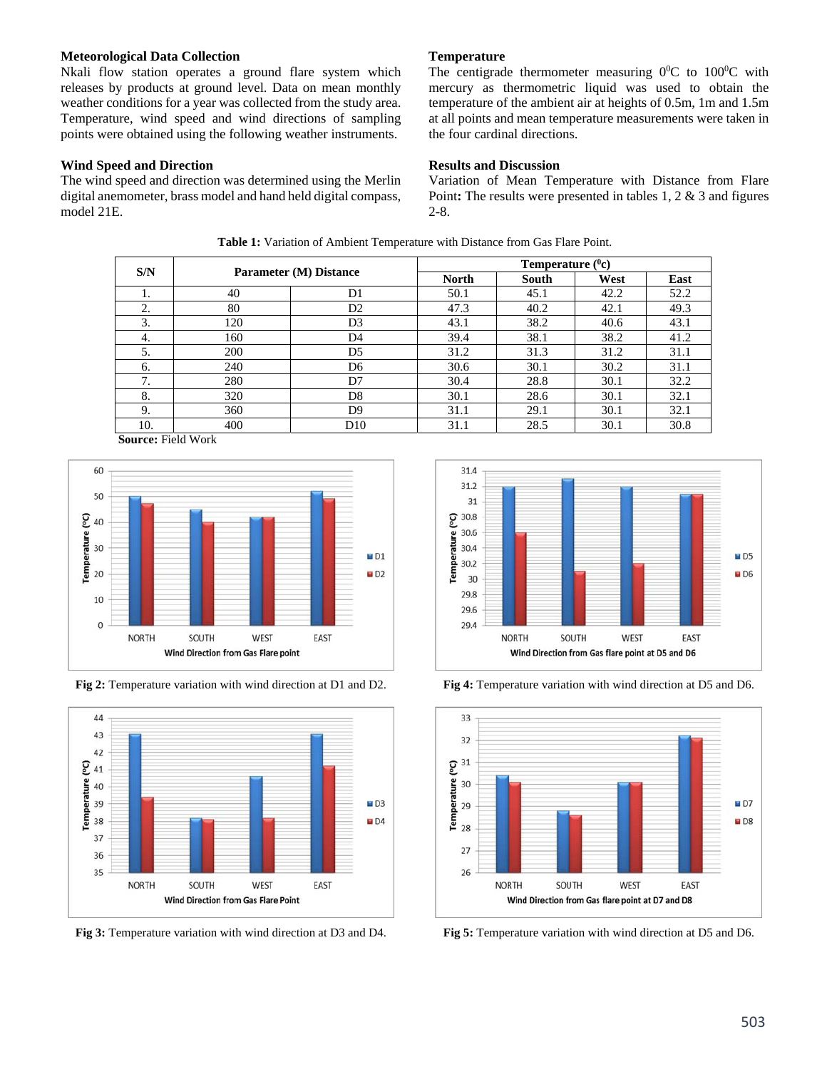### Meteorological Data Collection

Nkali flow station operates a ground flare system which releases by products at ground level. Data on mean monthly weather conditions for a year was collected from the study area. Temperature, wind speed and wind directions of sampling points were obtained using the following weather instruments.

### Wind Speed and Direction

The wind speed and direction was determined using the Merlin digital anemometer, brass model and hand held digital compass, model 21E.

### Temperature

The centigrade thermometer measuring $0^0$C to $100^0$C with mercury as thermometric liquid was used to obtain the temperature of the ambient air at heights of 0.5m, 1m and 1.5m at all points and mean temperature measurements were taken in the four cardinal directions.

### Results and Discussion

Variation of Mean Temperature with Distance from Flare Point**:** The results were presented in tables 1, 2 & 3 and figures 2-8.

**Table 1:** Variation of Ambient Temperature with Distance from Gas Flare Point.

| S/N | Parameter (M) Distance | | Temperature ($^0$c) | | | |
|---|---|---|---|---|---|---|
| | | | North | South | West | East |
| 1. | 40 | D1 | 50.1 | 45.1 | 42.2 | 52.2 |
| 2. | 80 | D2 | 47.3 | 40.2 | 42.1 | 49.3 |
| 3. | 120 | D3 | 43.1 | 38.2 | 40.6 | 43.1 |
| 4. | 160 | D4 | 39.4 | 38.1 | 38.2 | 41.2 |
| 5. | 200 | D5 | 31.2 | 31.3 | 31.2 | 31.1 |
| 6. | 240 | D6 | 30.6 | 30.1 | 30.2 | 31.1 |
| 7. | 280 | D7 | 30.4 | 28.8 | 30.1 | 32.2 |
| 8. | 320 | D8 | 30.1 | 28.6 | 30.1 | 32.1 |
| 9. | 360 | D9 | 31.1 | 29.1 | 30.1 | 32.1 |
| 10. | 400 | D10 | 31.1 | 28.5 | 30.1 | 30.8 |

**Source:** Field Work

**Fig 2:** Temperature variation with wind direction at D1 and D2.

**Fig 3:** Temperature variation with wind direction at D3 and D4.

**Fig 4:** Temperature variation with wind direction at D5 and D6.

**Fig 5:** Temperature variation with wind direction at D5 and D6.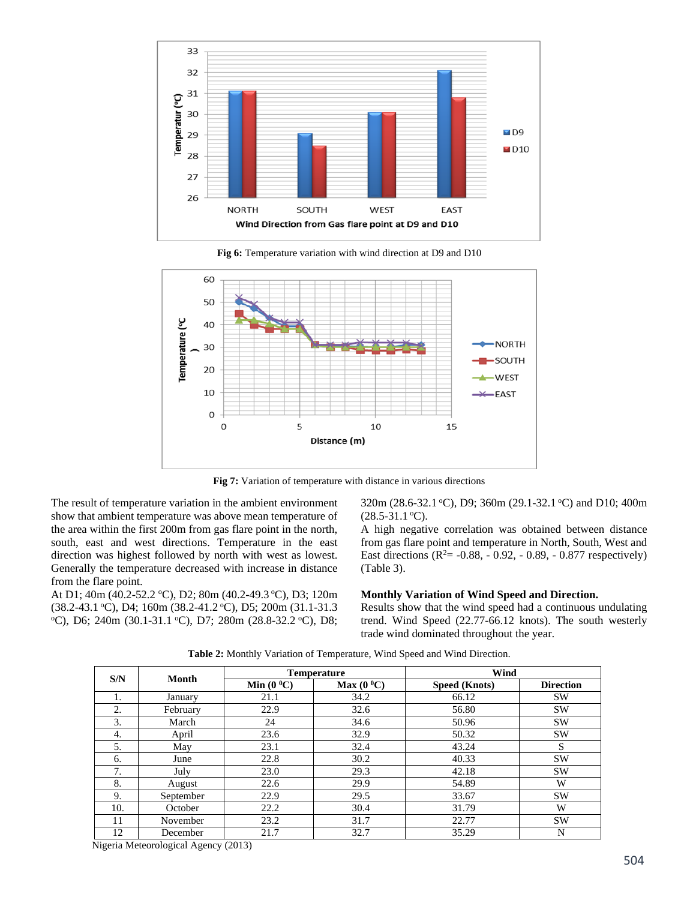Fig 6: Temperature variation with wind direction at D9 and D10

**Fig 7:** Variation of temperature with distance in various directions

The result of temperature variation in the ambient environment show that ambient temperature was above mean temperature of the area within the first 200m from gas flare point in the north, south, east and west directions. Temperature in the east direction was highest followed by north with west as lowest. Generally the temperature decreased with increase in distance from the flare point.

At D1; 40m (40.2-52.2 °C), D2; 80m (40.2-49.3 °C), D3; 120m (38.2-43.1 °C), D4; 160m (38.2-41.2 °C), D5; 200m (31.1-31.3 °C), D6; 240m (30.1-31.1 °C), D7; 280m (28.8-32.2 °C), D8; 320m (28.6-32.1 °C), D9; 360m (29.1-32.1 °C) and D10; 400m (28.5-31.1 °C).

A high negative correlation was obtained between distance from gas flare point and temperature in North, South, West and East directions ($R^2$= -0.88, - 0.92, - 0.89, - 0.877 respectively) (Table 3).

**Monthly Variation of Wind Speed and Direction.**

Results show that the wind speed had a continuous undulating trend. Wind Speed (22.77-66.12 knots). The south westerly trade wind dominated throughout the year.

**Table 2:** Monthly Variation of Temperature, Wind Speed and Wind Direction.

| S/N | Month | Temperature | | Wind | |
|---|---|---|---|---|---|
| | | Min (0 °C) | Max (0 °C) | Speed (Knots) | Direction |
| 1. | January | 21.1 | 34.2 | 66.12 | SW |
| 2. | February | 22.9 | 32.6 | 56.80 | SW |
| 3. | March | 24 | 34.6 | 50.96 | SW |
| 4. | April | 23.6 | 32.9 | 50.32 | SW |
| 5. | May | 23.1 | 32.4 | 43.24 | S |
| 6. | June | 22.8 | 30.2 | 40.33 | SW |
| 7. | July | 23.0 | 29.3 | 42.18 | SW |
| 8. | August | 22.6 | 29.9 | 54.89 | W |
| 9. | September | 22.9 | 29.5 | 33.67 | SW |
| 10. | October | 22.2 | 30.4 | 31.79 | W |
| 11 | November | 23.2 | 31.7 | 22.77 | SW |
| 12 | December | 21.7 | 32.7 | 35.29 | N |

Nigeria Meteorological Agency (2013)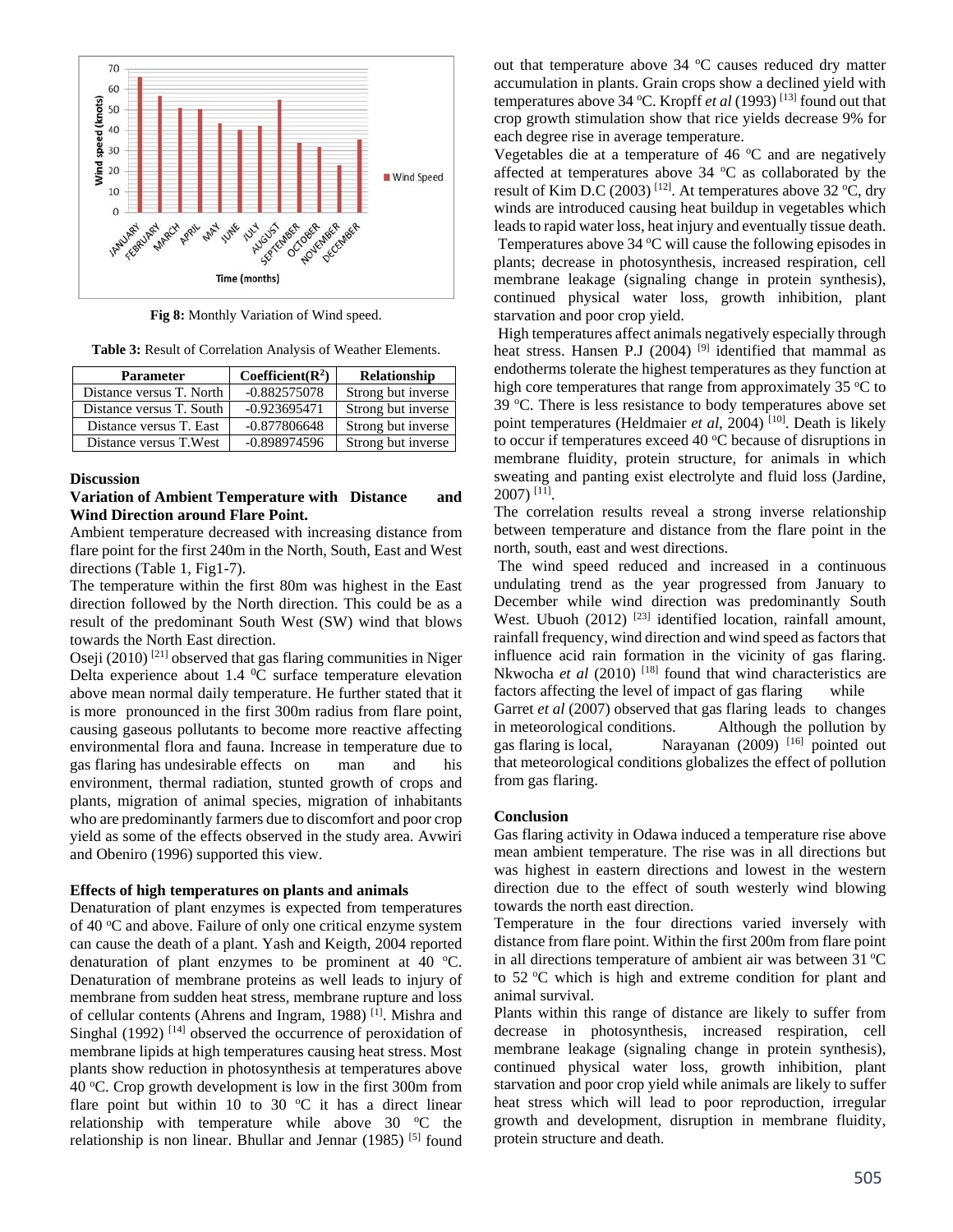Fig 8: Monthly Variation of Wind speed.

**Table 3:** Result of Correlation Analysis of Weather Elements.

| Parameter | Coefficient($R^2$) | Relationship |
|---|---|---|
| Distance versus T. North | -0.882575078 | Strong but inverse |
| Distance versus T. South | -0.923695471 | Strong but inverse |
| Distance versus T. East | -0.877806648 | Strong but inverse |
| Distance versus T.West | -0.898974596 | Strong but inverse |

## Discussion

### Variation of Ambient Temperature with Distance and Wind Direction around Flare Point.

Ambient temperature decreased with increasing distance from flare point for the first 240m in the North, South, East and West directions (Table 1, Fig1-7).

The temperature within the first 80m was highest in the East direction followed by the North direction. This could be as a result of the predominant South West (SW) wind that blows towards the North East direction.

Oseji (2010) [21] observed that gas flaring communities in Niger Delta experience about 1.4 $^0$C surface temperature elevation above mean normal daily temperature. He further stated that it is more pronounced in the first 300m radius from flare point, causing gaseous pollutants to become more reactive affecting environmental flora and fauna. Increase in temperature due to gas flaring has undesirable effects on man and his environment, thermal radiation, stunted growth of crops and plants, migration of animal species, migration of inhabitants who are predominantly farmers due to discomfort and poor crop yield as some of the effects observed in the study area. Avwiri and Obeniro (1996) supported this view.

### Effects of high temperatures on plants and animals

Denaturation of plant enzymes is expected from temperatures of 40 $^o$C and above. Failure of only one critical enzyme system can cause the death of a plant. Yash and Keigth, 2004 reported denaturation of plant enzymes to be prominent at 40 $^o$C. Denaturation of membrane proteins as well leads to injury of membrane from sudden heat stress, membrane rupture and loss of cellular contents (Ahrens and Ingram, 1988) [1]. Mishra and Singhal (1992) [14] observed the occurrence of peroxidation of membrane lipids at high temperatures causing heat stress. Most plants show reduction in photosynthesis at temperatures above 40 $^o$C. Crop growth development is low in the first 300m from flare point but within 10 to 30 $^o$C it has a direct linear relationship with temperature while above 30 $^o$C the relationship is non linear. Bhullar and Jennar (1985) [5] found out that temperature above 34 $^o$C causes reduced dry matter accumulation in plants. Grain crops show a declined yield with temperatures above 34 $^o$C. Kropff *et al* (1993) [13] found out that crop growth stimulation show that rice yields decrease 9% for each degree rise in average temperature.

Vegetables die at a temperature of 46 $^o$C and are negatively affected at temperatures above 34 $^o$C as collaborated by the result of Kim D.C (2003) [12]. At temperatures above 32 $^o$C, dry winds are introduced causing heat buildup in vegetables which leads to rapid water loss, heat injury and eventually tissue death.

Temperatures above 34 $^o$C will cause the following episodes in plants; decrease in photosynthesis, increased respiration, cell membrane leakage (signaling change in protein synthesis), continued physical water loss, growth inhibition, plant starvation and poor crop yield.

High temperatures affect animals negatively especially through heat stress. Hansen P.J (2004) [9] identified that mammal as endotherms tolerate the highest temperatures as they function at high core temperatures that range from approximately 35 $^o$C to 39 $^o$C. There is less resistance to body temperatures above set point temperatures (Heldmaier *et al*, 2004) [10]. Death is likely to occur if temperatures exceed 40 $^o$C because of disruptions in membrane fluidity, protein structure, for animals in which sweating and panting exist electrolyte and fluid loss (Jardine, 2007) [11].

The correlation results reveal a strong inverse relationship between temperature and distance from the flare point in the north, south, east and west directions.

The wind speed reduced and increased in a continuous undulating trend as the year progressed from January to December while wind direction was predominantly South West. Ubuoh (2012) [23] identified location, rainfall amount, rainfall frequency, wind direction and wind speed as factors that influence acid rain formation in the vicinity of gas flaring. Nkwocha *et al* (2010) [18] found that wind characteristics are factors affecting the level of impact of gas flaring while Garret *et al* (2007) observed that gas flaring leads to changes in meteorological conditions. Although the pollution by gas flaring is local, Narayanan (2009) [16] pointed out that meteorological conditions globalizes the effect of pollution from gas flaring.

## Conclusion

Gas flaring activity in Odawa induced a temperature rise above mean ambient temperature. The rise was in all directions but was highest in eastern directions and lowest in the western direction due to the effect of south westerly wind blowing towards the north east direction.

Temperature in the four directions varied inversely with distance from the flare point. Within the first 200m from flare point in all directions temperature of ambient air was between 31 $^o$C to 52 $^o$C which is high and extreme condition for plant and animal survival.

Plants within this range of distance are likely to suffer from decrease in photosynthesis, increased respiration, cell membrane leakage (signaling change in protein synthesis), continued physical water loss, growth inhibition, plant starvation and poor crop yield while animals are likely to suffer heat stress which will lead to poor reproduction, irregular growth and development, disruption in membrane fluidity, protein structure and death.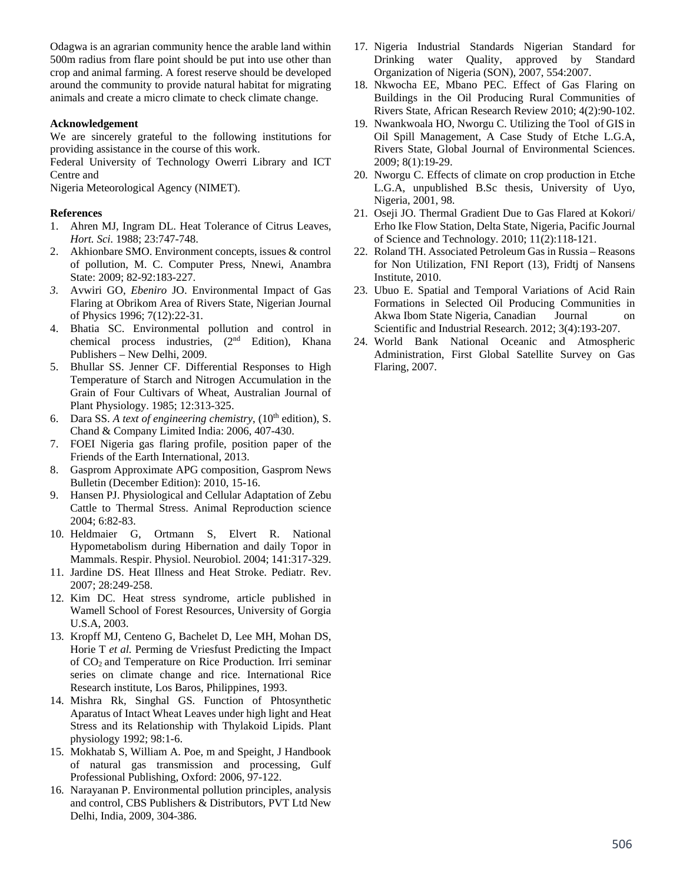Odagwa is an agrarian community hence the arable land within 500m radius from flare point should be put into use other than crop and animal farming. A forest reserve should be developed around the community to provide natural habitat for migrating animals and create a micro climate to check climate change.

**Acknowledgement**

We are sincerely grateful to the following institutions for providing assistance in the course of this work.

Federal University of Technology Owerri Library and ICT Centre and

Nigeria Meteorological Agency (NIMET).

**References**

1. Ahren MJ, Ingram DL. Heat Tolerance of Citrus Leaves, *Hort. Sci.* 1988; 23:747-748.
2. Akhionbare SMO. Environment concepts, issues & control of pollution, M. C. Computer Press, Nnewi, Anambra State: 2009; 82-92:183-227.
3. Avwiri GO, *Ebeniro* JO. Environmental Impact of Gas Flaring at Obrikom Area of Rivers State, Nigerian Journal of Physics 1996; 7(12):22-31.
4. Bhatia SC. Environmental pollution and control in chemical process industries, (2nd Edition), Khana Publishers – New Delhi, 2009.
5. Bhullar SS. Jenner CF. Differential Responses to High Temperature of Starch and Nitrogen Accumulation in the Grain of Four Cultivars of Wheat, Australian Journal of Plant Physiology. 1985; 12:313-325.
6. Dara SS. *A text of engineering chemistry*, (10th edition), S. Chand & Company Limited India: 2006, 407-430.
7. FOEI Nigeria gas flaring profile, position paper of the Friends of the Earth International, 2013.
8. Gasprom Approximate APG composition, Gasprom News Bulletin (December Edition): 2010, 15-16.
9. Hansen PJ. Physiological and Cellular Adaptation of Zebu Cattle to Thermal Stress. Animal Reproduction science 2004; 6:82-83.
10. Heldmaier G, Ortmann S, Elvert R. National Hypometabolism during Hibernation and daily Topor in Mammals. Respir. Physiol. Neurobiol. 2004; 141:317-329.
11. Jardine DS. Heat Illness and Heat Stroke. Pediatr. Rev. 2007; 28:249-258.
12. Kim DC. Heat stress syndrome, article published in Wamell School of Forest Resources, University of Gorgia U.S.A, 2003.
13. Kropff MJ, Centeno G, Bachelet D, Lee MH, Mohan DS, Horie T *et al.* Perming de Vriesfust Predicting the Impact of $CO_2$ and Temperature on Rice Production*.* Irri seminar series on climate change and rice. International Rice Research institute, Los Baros, Philippines, 1993.
14. Mishra Rk, Singhal GS. Function of Phtosynthetic Aparatus of Intact Wheat Leaves under high light and Heat Stress and its Relationship with Thylakoid Lipids. Plant physiology 1992; 98:1-6.
15. Mokhatab S, William A. Poe, m and Speight, J Handbook of natural gas transmission and processing, Gulf Professional Publishing, Oxford: 2006, 97-122.
16. Narayanan P. Environmental pollution principles, analysis and control, CBS Publishers & Distributors, PVT Ltd New Delhi, India, 2009, 304-386.
17. Nigeria Industrial Standards Nigerian Standard for Drinking water Quality, approved by Standard Organization of Nigeria (SON), 2007, 554:2007.
18. Nkwocha EE, Mbano PEC. Effect of Gas Flaring on Buildings in the Oil Producing Rural Communities of Rivers State, African Research Review 2010; 4(2):90-102.
19. Nwankwoala HO, Nworgu C. Utilizing the Tool of GIS in Oil Spill Management, A Case Study of Etche L.G.A, Rivers State, Global Journal of Environmental Sciences. 2009; 8(1):19-29.
20. Nworgu C. Effects of climate on crop production in Etche L.G.A, unpublished B.Sc thesis, University of Uyo, Nigeria, 2001, 98.
21. Oseji JO. Thermal Gradient Due to Gas Flared at Kokori/ Erho Ike Flow Station, Delta State, Nigeria, Pacific Journal of Science and Technology. 2010; 11(2):118-121.
22. Roland TH. Associated Petroleum Gas in Russia – Reasons for Non Utilization, FNI Report (13), Fridtj of Nansens Institute, 2010.
23. Ubuo E. Spatial and Temporal Variations of Acid Rain Formations in Selected Oil Producing Communities in Akwa Ibom State Nigeria, Canadian Journal on Scientific and Industrial Research. 2012; 3(4):193-207.
24. World Bank National Oceanic and Atmospheric Administration, First Global Satellite Survey on Gas Flaring, 2007.